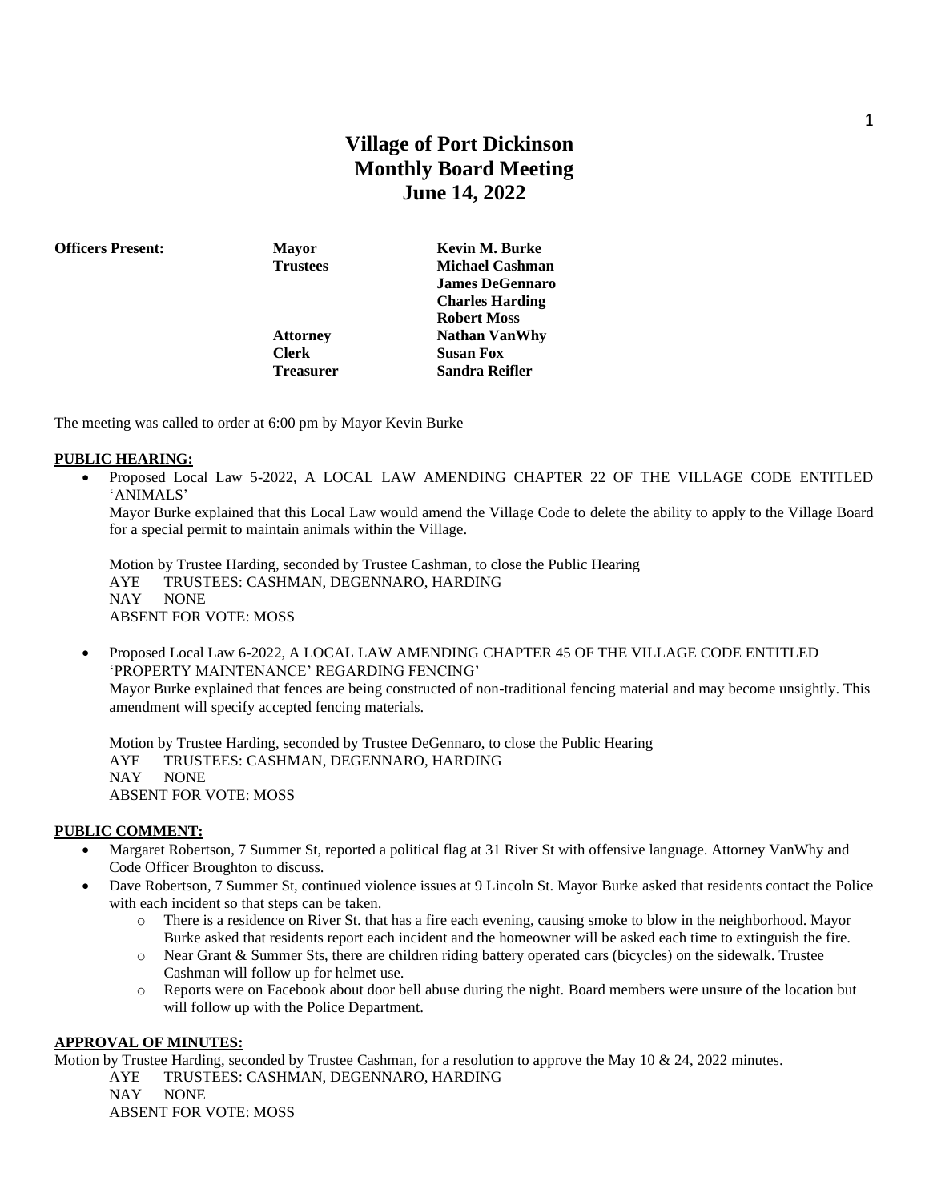# Village of Port Dickinson
# Monthly Board Meeting
# June 14, 2022

| **Officers Present:** | **Mayor** | **Kevin M. Burke** |
|---|---|---|
| | **Trustees** | **Michael Cashman** |
| | | **James DeGennaro** |
| | | **Charles Harding** |
| | | **Robert Moss** |
| | **Attorney** | **Nathan VanWhy** |
| | **Clerk** | **Susan Fox** |
| | **Treasurer** | **Sandra Reifler** |

The meeting was called to order at 6:00 pm by Mayor Kevin Burke

**PUBLIC HEARING:**

- Proposed Local Law 5-2022, A LOCAL LAW AMENDING CHAPTER 22 OF THE VILLAGE CODE ENTITLED 'ANIMALS'
  Mayor Burke explained that this Local Law would amend the Village Code to delete the ability to apply to the Village Board for a special permit to maintain animals within the Village.

  Motion by Trustee Harding, seconded by Trustee Cashman, to close the Public Hearing
  AYE TRUSTEES: CASHMAN, DEGENNARO, HARDING
  NAY NONE
  ABSENT FOR VOTE: MOSS

- Proposed Local Law 6-2022, A LOCAL LAW AMENDING CHAPTER 45 OF THE VILLAGE CODE ENTITLED 'PROPERTY MAINTENANCE' REGARDING FENCING'
  Mayor Burke explained that fences are being constructed of non-traditional fencing material and may become unsightly. This amendment will specify accepted fencing materials.

  Motion by Trustee Harding, seconded by Trustee DeGennaro, to close the Public Hearing
  AYE TRUSTEES: CASHMAN, DEGENNARO, HARDING
  NAY NONE
  ABSENT FOR VOTE: MOSS

**PUBLIC COMMENT:**

- Margaret Robertson, 7 Summer St, reported a political flag at 31 River St with offensive language. Attorney VanWhy and Code Officer Broughton to discuss.
- Dave Robertson, 7 Summer St, continued violence issues at 9 Lincoln St. Mayor Burke asked that residents contact the Police with each incident so that steps can be taken.
  - There is a residence on River St. that has a fire each evening, causing smoke to blow in the neighborhood. Mayor Burke asked that residents report each incident and the homeowner will be asked each time to extinguish the fire.
  - Near Grant & Summer Sts, there are children riding battery operated cars (bicycles) on the sidewalk. Trustee Cashman will follow up for helmet use.
  - Reports were on Facebook about door bell abuse during the night. Board members were unsure of the location but will follow up with the Police Department.

**APPROVAL OF MINUTES:**

Motion by Trustee Harding, seconded by Trustee Cashman, for a resolution to approve the May 10 & 24, 2022 minutes.
AYE TRUSTEES: CASHMAN, DEGENNARO, HARDING
NAY NONE
ABSENT FOR VOTE: MOSS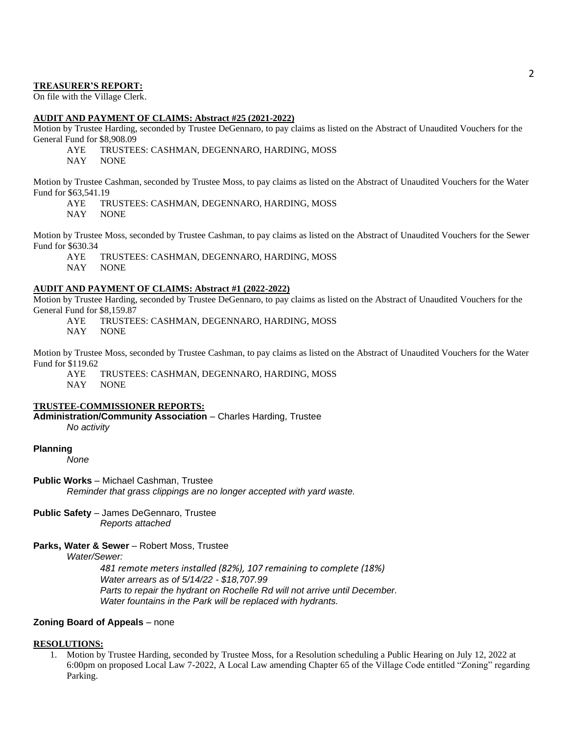**TREASURER'S REPORT:**
On file with the Village Clerk.

**AUDIT AND PAYMENT OF CLAIMS: Abstract #25 (2021-2022)**

Motion by Trustee Harding, seconded by Trustee DeGennaro, to pay claims as listed on the Abstract of Unaudited Vouchers for the General Fund for $8,908.09

AYE TRUSTEES: CASHMAN, DEGENNARO, HARDING, MOSS
NAY NONE

Motion by Trustee Cashman, seconded by Trustee Moss, to pay claims as listed on the Abstract of Unaudited Vouchers for the Water Fund for $63,541.19

AYE TRUSTEES: CASHMAN, DEGENNARO, HARDING, MOSS
NAY NONE

Motion by Trustee Moss, seconded by Trustee Cashman, to pay claims as listed on the Abstract of Unaudited Vouchers for the Sewer Fund for $630.34

AYE TRUSTEES: CASHMAN, DEGENNARO, HARDING, MOSS
NAY NONE

**AUDIT AND PAYMENT OF CLAIMS: Abstract #1 (2022-2022)**

Motion by Trustee Harding, seconded by Trustee DeGennaro, to pay claims as listed on the Abstract of Unaudited Vouchers for the General Fund for $8,159.87

AYE TRUSTEES: CASHMAN, DEGENNARO, HARDING, MOSS
NAY NONE

Motion by Trustee Moss, seconded by Trustee Cashman, to pay claims as listed on the Abstract of Unaudited Vouchers for the Water Fund for $119.62

AYE TRUSTEES: CASHMAN, DEGENNARO, HARDING, MOSS
NAY NONE

**TRUSTEE-COMMISSIONER REPORTS:**

**Administration/Community Association** – Charles Harding, Trustee
*No activity*

**Planning**
*None*

**Public Works** – Michael Cashman, Trustee
*Reminder that grass clippings are no longer accepted with yard waste.*

**Public Safety** – James DeGennaro, Trustee
*Reports attached*

**Parks, Water & Sewer** – Robert Moss, Trustee
*Water/Sewer:*
*481 remote meters installed (82%), 107 remaining to complete (18%)*
*Water arrears as of 5/14/22 - $18,707.99*
*Parts to repair the hydrant on Rochelle Rd will not arrive until December.*
*Water fountains in the Park will be replaced with hydrants.*

**Zoning Board of Appeals** – none

**RESOLUTIONS:**

1. Motion by Trustee Harding, seconded by Trustee Moss, for a Resolution scheduling a Public Hearing on July 12, 2022 at 6:00pm on proposed Local Law 7-2022, A Local Law amending Chapter 65 of the Village Code entitled "Zoning" regarding Parking.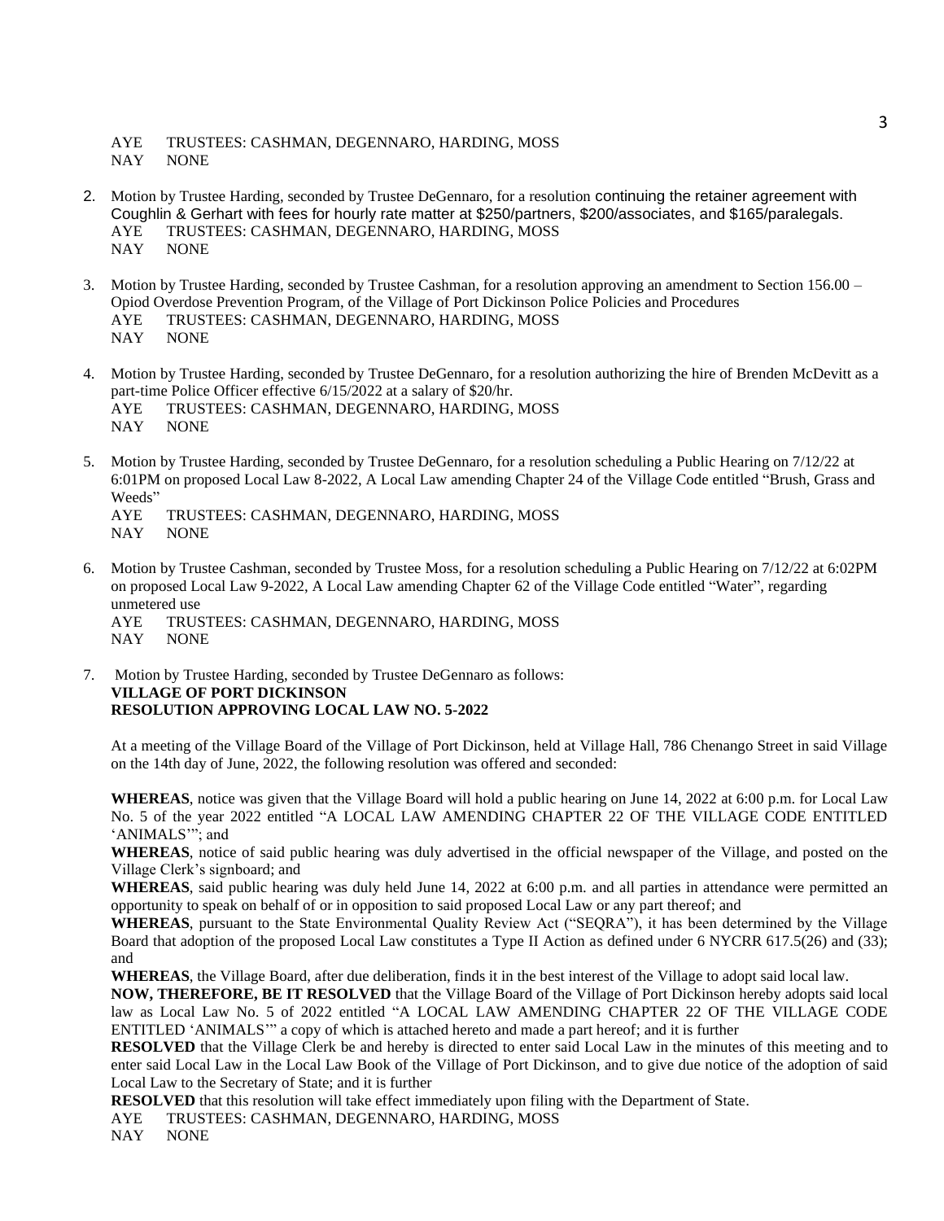AYE TRUSTEES: CASHMAN, DEGENNARO, HARDING, MOSS
NAY NONE

2. Motion by Trustee Harding, seconded by Trustee DeGennaro, for a resolution continuing the retainer agreement with Coughlin & Gerhart with fees for hourly rate matter at $250/partners, $200/associates, and $165/paralegals.
   AYE TRUSTEES: CASHMAN, DEGENNARO, HARDING, MOSS
   NAY NONE

3. Motion by Trustee Harding, seconded by Trustee Cashman, for a resolution approving an amendment to Section 156.00 – Opiod Overdose Prevention Program, of the Village of Port Dickinson Police Policies and Procedures
   AYE TRUSTEES: CASHMAN, DEGENNARO, HARDING, MOSS
   NAY NONE

4. Motion by Trustee Harding, seconded by Trustee DeGennaro, for a resolution authorizing the hire of Brenden McDevitt as a part-time Police Officer effective 6/15/2022 at a salary of $20/hr.
   AYE TRUSTEES: CASHMAN, DEGENNARO, HARDING, MOSS
   NAY NONE

5. Motion by Trustee Harding, seconded by Trustee DeGennaro, for a resolution scheduling a Public Hearing on 7/12/22 at 6:01PM on proposed Local Law 8-2022, A Local Law amending Chapter 24 of the Village Code entitled "Brush, Grass and Weeds"
   AYE TRUSTEES: CASHMAN, DEGENNARO, HARDING, MOSS
   NAY NONE

6. Motion by Trustee Cashman, seconded by Trustee Moss, for a resolution scheduling a Public Hearing on 7/12/22 at 6:02PM on proposed Local Law 9-2022, A Local Law amending Chapter 62 of the Village Code entitled "Water", regarding unmetered use
   AYE TRUSTEES: CASHMAN, DEGENNARO, HARDING, MOSS
   NAY NONE

7. Motion by Trustee Harding, seconded by Trustee DeGennaro as follows:
   **VILLAGE OF PORT DICKINSON**
   **RESOLUTION APPROVING LOCAL LAW NO. 5-2022**

   At a meeting of the Village Board of the Village of Port Dickinson, held at Village Hall, 786 Chenango Street in said Village on the 14th day of June, 2022, the following resolution was offered and seconded:

   **WHEREAS**, notice was given that the Village Board will hold a public hearing on June 14, 2022 at 6:00 p.m. for Local Law No. 5 of the year 2022 entitled "A LOCAL LAW AMENDING CHAPTER 22 OF THE VILLAGE CODE ENTITLED 'ANIMALS'"; and
   **WHEREAS**, notice of said public hearing was duly advertised in the official newspaper of the Village, and posted on the Village Clerk's signboard; and
   **WHEREAS**, said public hearing was duly held June 14, 2022 at 6:00 p.m. and all parties in attendance were permitted an opportunity to speak on behalf of or in opposition to said proposed Local Law or any part thereof; and
   **WHEREAS**, pursuant to the State Environmental Quality Review Act ("SEQRA"), it has been determined by the Village Board that adoption of the proposed Local Law constitutes a Type II Action as defined under 6 NYCRR 617.5(26) and (33); and
   **WHEREAS**, the Village Board, after due deliberation, finds it in the best interest of the Village to adopt said local law.
   **NOW, THEREFORE, BE IT RESOLVED** that the Village Board of the Village of Port Dickinson hereby adopts said local law as Local Law No. 5 of 2022 entitled "A LOCAL LAW AMENDING CHAPTER 22 OF THE VILLAGE CODE ENTITLED 'ANIMALS'" a copy of which is attached hereto and made a part hereof; and it is further
   **RESOLVED** that the Village Clerk be and hereby is directed to enter said Local Law in the minutes of this meeting and to enter said Local Law in the Local Law Book of the Village of Port Dickinson, and to give due notice of the adoption of said Local Law to the Secretary of State; and it is further
   **RESOLVED** that this resolution will take effect immediately upon filing with the Department of State.
   AYE TRUSTEES: CASHMAN, DEGENNARO, HARDING, MOSS
   NAY NONE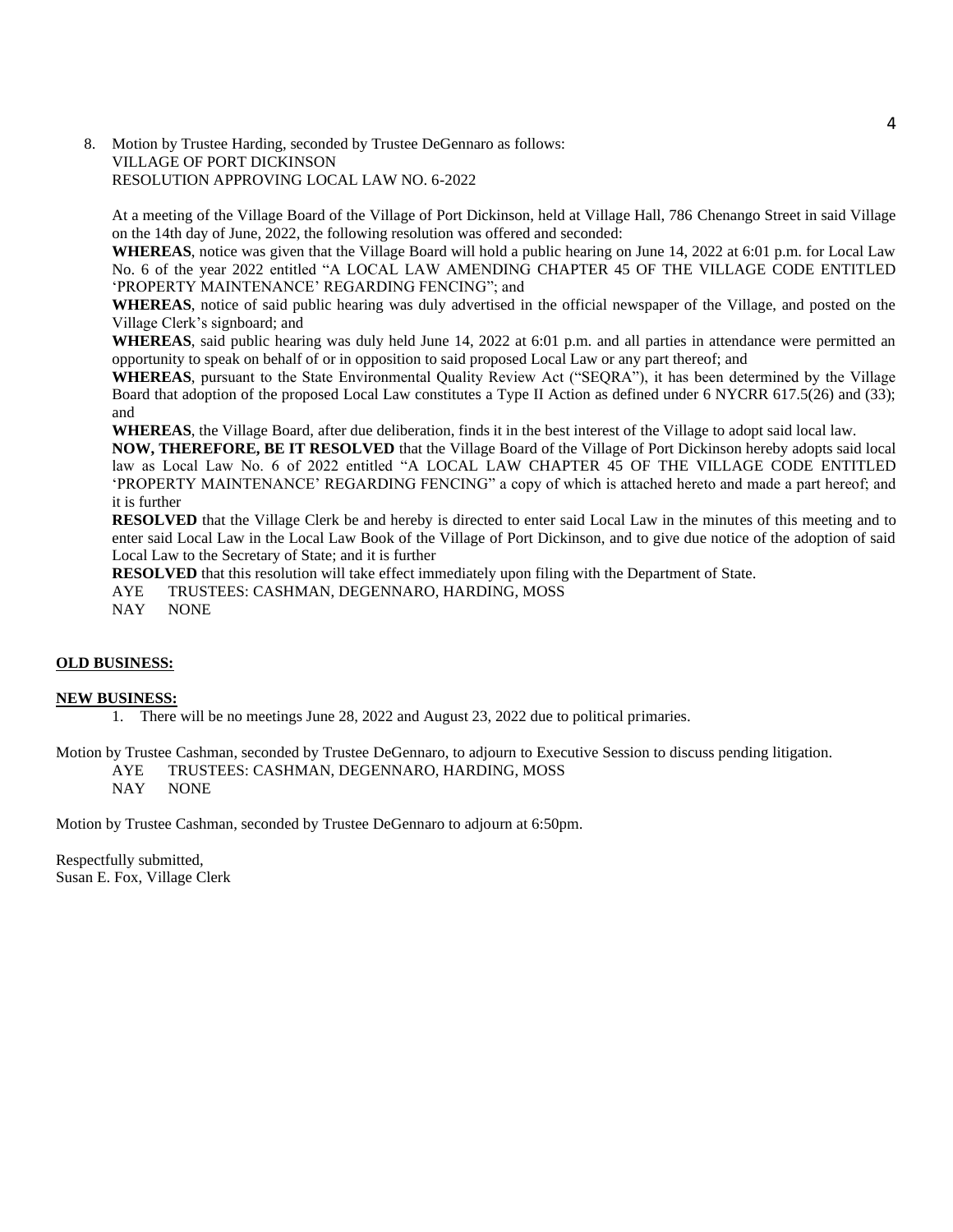8. Motion by Trustee Harding, seconded by Trustee DeGennaro as follows:
   VILLAGE OF PORT DICKINSON
   RESOLUTION APPROVING LOCAL LAW NO. 6-2022

   At a meeting of the Village Board of the Village of Port Dickinson, held at Village Hall, 786 Chenango Street in said Village on the 14th day of June, 2022, the following resolution was offered and seconded:

   **WHEREAS**, notice was given that the Village Board will hold a public hearing on June 14, 2022 at 6:01 p.m. for Local Law No. 6 of the year 2022 entitled "A LOCAL LAW AMENDING CHAPTER 45 OF THE VILLAGE CODE ENTITLED 'PROPERTY MAINTENANCE' REGARDING FENCING"; and

   **WHEREAS**, notice of said public hearing was duly advertised in the official newspaper of the Village, and posted on the Village Clerk's signboard; and

   **WHEREAS**, said public hearing was duly held June 14, 2022 at 6:01 p.m. and all parties in attendance were permitted an opportunity to speak on behalf of or in opposition to said proposed Local Law or any part thereof; and

   **WHEREAS**, pursuant to the State Environmental Quality Review Act ("SEQRA"), it has been determined by the Village Board that adoption of the proposed Local Law constitutes a Type II Action as defined under 6 NYCRR 617.5(26) and (33); and

   **WHEREAS**, the Village Board, after due deliberation, finds it in the best interest of the Village to adopt said local law.

   **NOW, THEREFORE, BE IT RESOLVED** that the Village Board of the Village of Port Dickinson hereby adopts said local law as Local Law No. 6 of 2022 entitled "A LOCAL LAW CHAPTER 45 OF THE VILLAGE CODE ENTITLED 'PROPERTY MAINTENANCE' REGARDING FENCING" a copy of which is attached hereto and made a part hereof; and it is further

   **RESOLVED** that the Village Clerk be and hereby is directed to enter said Local Law in the minutes of this meeting and to enter said Local Law in the Local Law Book of the Village of Port Dickinson, and to give due notice of the adoption of said Local Law to the Secretary of State; and it is further

   **RESOLVED** that this resolution will take effect immediately upon filing with the Department of State.

   AYE TRUSTEES: CASHMAN, DEGENNARO, HARDING, MOSS
   NAY NONE

**OLD BUSINESS:**

**NEW BUSINESS:**

1. There will be no meetings June 28, 2022 and August 23, 2022 due to political primaries.

Motion by Trustee Cashman, seconded by Trustee DeGennaro, to adjourn to Executive Session to discuss pending litigation.

AYE TRUSTEES: CASHMAN, DEGENNARO, HARDING, MOSS
NAY NONE

Motion by Trustee Cashman, seconded by Trustee DeGennaro to adjourn at 6:50pm.

Respectfully submitted,
Susan E. Fox, Village Clerk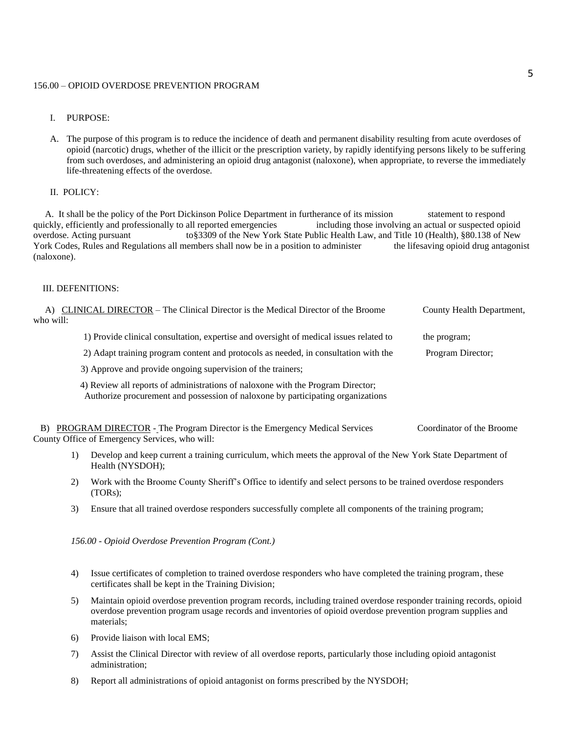156.00 – OPIOID OVERDOSE PREVENTION PROGRAM

I. PURPOSE:

A. The purpose of this program is to reduce the incidence of death and permanent disability resulting from acute overdoses of opioid (narcotic) drugs, whether of the illicit or the prescription variety, by rapidly identifying persons likely to be suffering from such overdoses, and administering an opioid drug antagonist (naloxone), when appropriate, to reverse the immediately life-threatening effects of the overdose.

II. POLICY:

A. It shall be the policy of the Port Dickinson Police Department in furtherance of its mission statement to respond quickly, efficiently and professionally to all reported emergencies including those involving an actual or suspected opioid overdose. Acting pursuant to§3309 of the New York State Public Health Law, and Title 10 (Health), §80.138 of New York Codes, Rules and Regulations all members shall now be in a position to administer the lifesaving opioid drug antagonist (naloxone).

III. DEFENITIONS:

A) <u>CLINICAL DIRECTOR</u> – The Clinical Director is the Medical Director of the Broome County Health Department, who will:

1) Provide clinical consultation, expertise and oversight of medical issues related to the program;

2) Adapt training program content and protocols as needed, in consultation with the Program Director;

3) Approve and provide ongoing supervision of the trainers;

4) Review all reports of administrations of naloxone with the Program Director; Authorize procurement and possession of naloxone by participating organizations

B) <u>PROGRAM DIRECTOR</u> - The Program Director is the Emergency Medical Services Coordinator of the Broome County Office of Emergency Services, who will:

1) Develop and keep current a training curriculum, which meets the approval of the New York State Department of Health (NYSDOH);

2) Work with the Broome County Sheriff's Office to identify and select persons to be trained overdose responders (TORs);

3) Ensure that all trained overdose responders successfully complete all components of the training program;

*156.00 - Opioid Overdose Prevention Program (Cont.)*

4) Issue certificates of completion to trained overdose responders who have completed the training program, these certificates shall be kept in the Training Division;

5) Maintain opioid overdose prevention program records, including trained overdose responder training records, opioid overdose prevention program usage records and inventories of opioid overdose prevention program supplies and materials;

6) Provide liaison with local EMS;

7) Assist the Clinical Director with review of all overdose reports, particularly those including opioid antagonist administration;

8) Report all administrations of opioid antagonist on forms prescribed by the NYSDOH;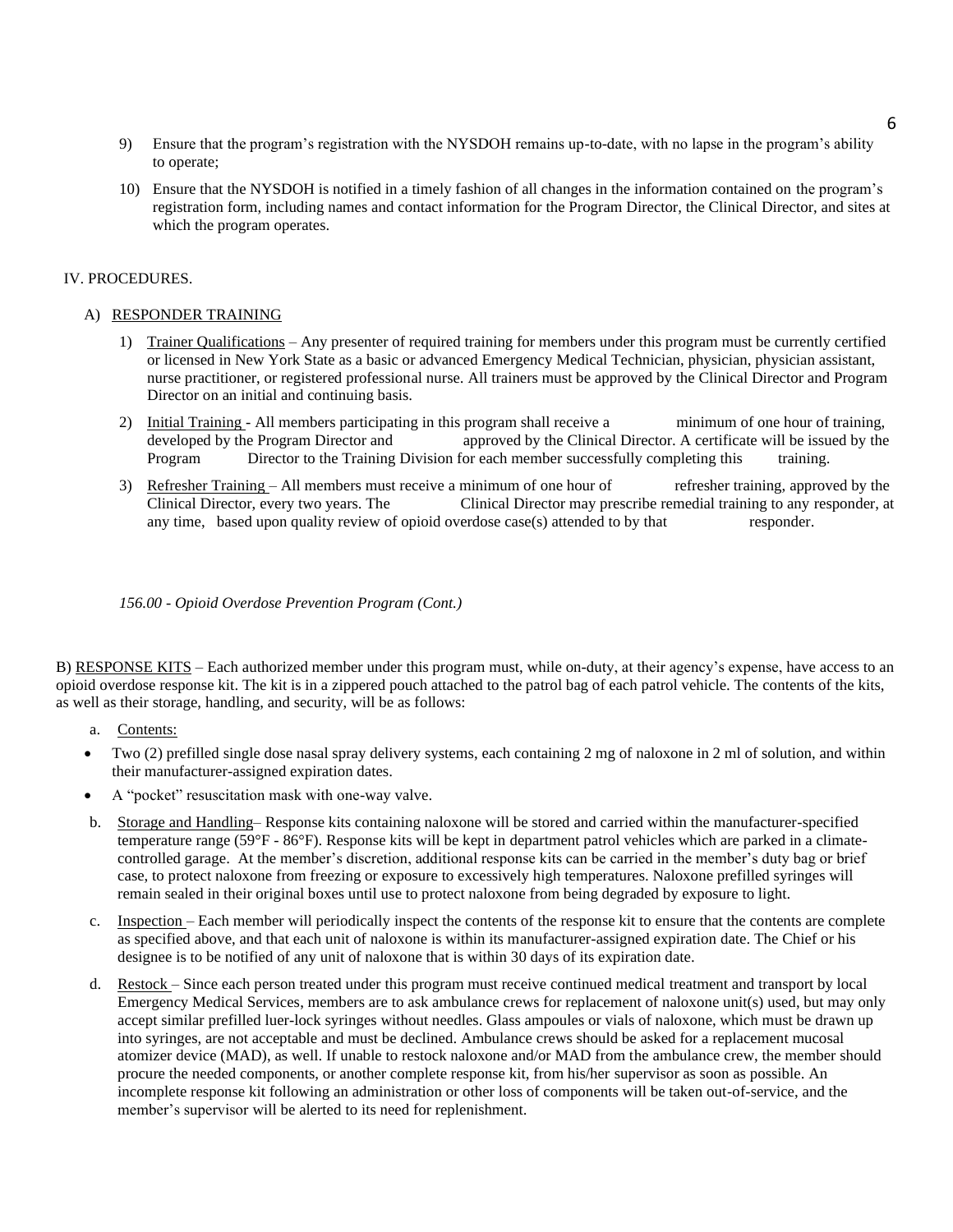9) Ensure that the program's registration with the NYSDOH remains up-to-date, with no lapse in the program's ability to operate;

10) Ensure that the NYSDOH is notified in a timely fashion of all changes in the information contained on the program's registration form, including names and contact information for the Program Director, the Clinical Director, and sites at which the program operates.

## IV. PROCEDURES.

### A) RESPONDER TRAINING

1) Trainer Qualifications – Any presenter of required training for members under this program must be currently certified or licensed in New York State as a basic or advanced Emergency Medical Technician, physician, physician assistant, nurse practitioner, or registered professional nurse. All trainers must be approved by the Clinical Director and Program Director on an initial and continuing basis.

2) Initial Training - All members participating in this program shall receive a minimum of one hour of training, developed by the Program Director and approved by the Clinical Director. A certificate will be issued by the Program Director to the Training Division for each member successfully completing this training.

3) Refresher Training – All members must receive a minimum of one hour of refresher training, approved by the Clinical Director, every two years. The Clinical Director may prescribe remedial training to any responder, at any time, based upon quality review of opioid overdose case(s) attended to by that responder.

*156.00 - Opioid Overdose Prevention Program (Cont.)*

### B) RESPONSE KITS

B) RESPONSE KITS – Each authorized member under this program must, while on-duty, at their agency's expense, have access to an opioid overdose response kit. The kit is in a zippered pouch attached to the patrol bag of each patrol vehicle. The contents of the kits, as well as their storage, handling, and security, will be as follows:

a. Contents:

- Two (2) prefilled single dose nasal spray delivery systems, each containing 2 mg of naloxone in 2 ml of solution, and within their manufacturer-assigned expiration dates.
- A "pocket" resuscitation mask with one-way valve.

b. Storage and Handling– Response kits containing naloxone will be stored and carried within the manufacturer-specified temperature range (59°F - 86°F). Response kits will be kept in department patrol vehicles which are parked in a climate-controlled garage. At the member's discretion, additional response kits can be carried in the member's duty bag or brief case, to protect naloxone from freezing or exposure to excessively high temperatures. Naloxone prefilled syringes will remain sealed in their original boxes until use to protect naloxone from being degraded by exposure to light.

c. Inspection – Each member will periodically inspect the contents of the response kit to ensure that the contents are complete as specified above, and that each unit of naloxone is within its manufacturer-assigned expiration date. The Chief or his designee is to be notified of any unit of naloxone that is within 30 days of its expiration date.

d. Restock – Since each person treated under this program must receive continued medical treatment and transport by local Emergency Medical Services, members are to ask ambulance crews for replacement of naloxone unit(s) used, but may only accept similar prefilled luer-lock syringes without needles. Glass ampoules or vials of naloxone, which must be drawn up into syringes, are not acceptable and must be declined. Ambulance crews should be asked for a replacement mucosal atomizer device (MAD), as well. If unable to restock naloxone and/or MAD from the ambulance crew, the member should procure the needed components, or another complete response kit, from his/her supervisor as soon as possible. An incomplete response kit following an administration or other loss of components will be taken out-of-service, and the member's supervisor will be alerted to its need for replenishment.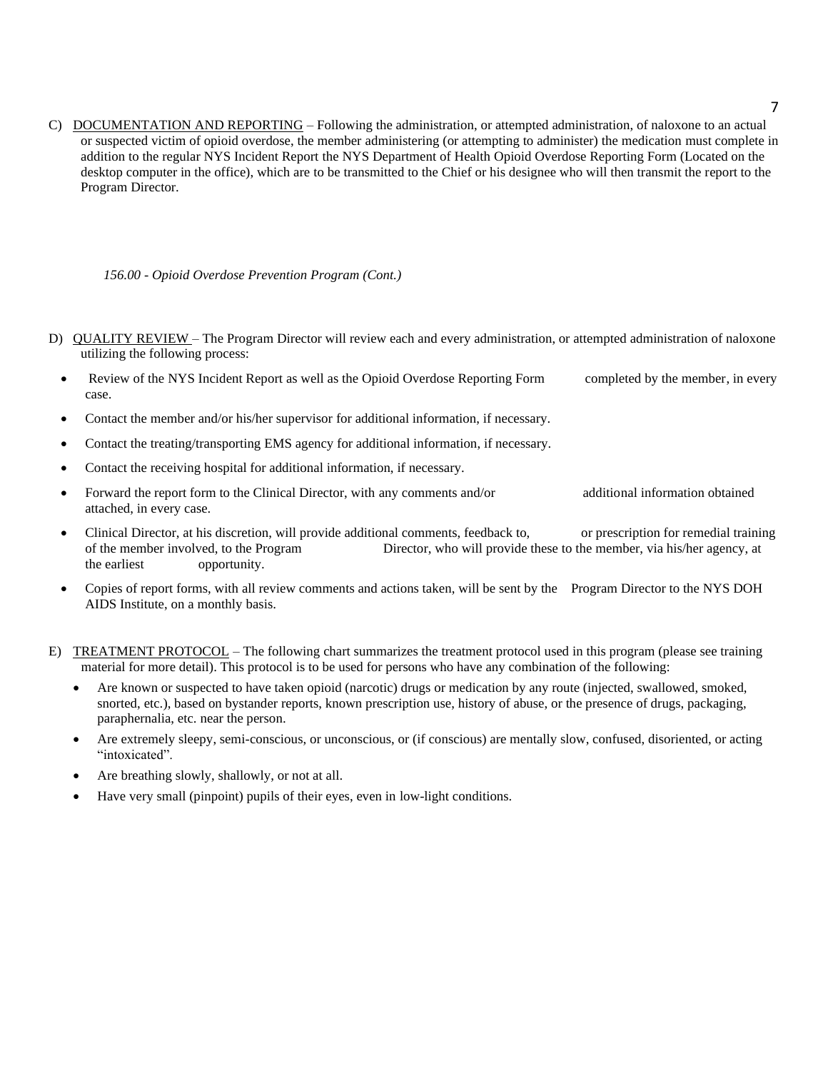C) <u>DOCUMENTATION AND REPORTING</u> – Following the administration, or attempted administration, of naloxone to an actual or suspected victim of opioid overdose, the member administering (or attempting to administer) the medication must complete in addition to the regular NYS Incident Report the NYS Department of Health Opioid Overdose Reporting Form (Located on the desktop computer in the office), which are to be transmitted to the Chief or his designee who will then transmit the report to the Program Director.

*156.00 - Opioid Overdose Prevention Program (Cont.)*

D) <u>QUALITY REVIEW</u> – The Program Director will review each and every administration, or attempted administration of naloxone utilizing the following process:

- Review of the NYS Incident Report as well as the Opioid Overdose Reporting Form completed by the member, in every case.
- Contact the member and/or his/her supervisor for additional information, if necessary.
- Contact the treating/transporting EMS agency for additional information, if necessary.
- Contact the receiving hospital for additional information, if necessary.
- Forward the report form to the Clinical Director, with any comments and/or additional information obtained attached, in every case.
- Clinical Director, at his discretion, will provide additional comments, feedback to, or prescription for remedial training of the member involved, to the Program Director, who will provide these to the member, via his/her agency, at the earliest opportunity.
- Copies of report forms, with all review comments and actions taken, will be sent by the Program Director to the NYS DOH AIDS Institute, on a monthly basis.

E) <u>TREATMENT PROTOCOL</u> – The following chart summarizes the treatment protocol used in this program (please see training material for more detail). This protocol is to be used for persons who have any combination of the following:

- Are known or suspected to have taken opioid (narcotic) drugs or medication by any route (injected, swallowed, smoked, snorted, etc.), based on bystander reports, known prescription use, history of abuse, or the presence of drugs, packaging, paraphernalia, etc. near the person.
- Are extremely sleepy, semi-conscious, or unconscious, or (if conscious) are mentally slow, confused, disoriented, or acting "intoxicated".
- Are breathing slowly, shallowly, or not at all.
- Have very small (pinpoint) pupils of their eyes, even in low-light conditions.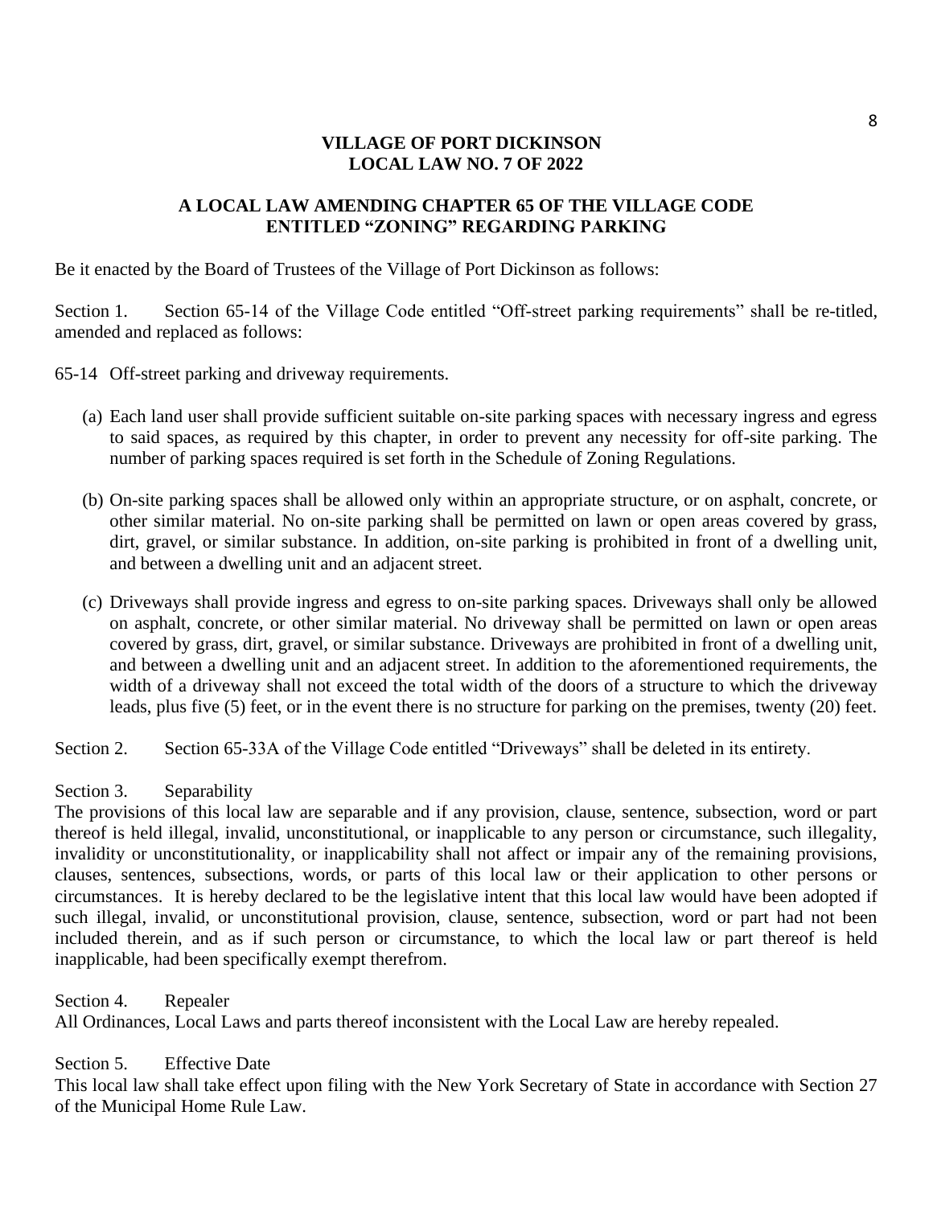# VILLAGE OF PORT DICKINSON
# LOCAL LAW NO. 7 OF 2022

## A LOCAL LAW AMENDING CHAPTER 65 OF THE VILLAGE CODE ENTITLED "ZONING" REGARDING PARKING

Be it enacted by the Board of Trustees of the Village of Port Dickinson as follows:

Section 1. Section 65-14 of the Village Code entitled "Off-street parking requirements" shall be re-titled, amended and replaced as follows:

65-14 Off-street parking and driveway requirements.

(a) Each land user shall provide sufficient suitable on-site parking spaces with necessary ingress and egress to said spaces, as required by this chapter, in order to prevent any necessity for off-site parking. The number of parking spaces required is set forth in the Schedule of Zoning Regulations.

(b) On-site parking spaces shall be allowed only within an appropriate structure, or on asphalt, concrete, or other similar material. No on-site parking shall be permitted on lawn or open areas covered by grass, dirt, gravel, or similar substance. In addition, on-site parking is prohibited in front of a dwelling unit, and between a dwelling unit and an adjacent street.

(c) Driveways shall provide ingress and egress to on-site parking spaces. Driveways shall only be allowed on asphalt, concrete, or other similar material. No driveway shall be permitted on lawn or open areas covered by grass, dirt, gravel, or similar substance. Driveways are prohibited in front of a dwelling unit, and between a dwelling unit and an adjacent street. In addition to the aforementioned requirements, the width of a driveway shall not exceed the total width of the doors of a structure to which the driveway leads, plus five (5) feet, or in the event there is no structure for parking on the premises, twenty (20) feet.

Section 2. Section 65-33A of the Village Code entitled "Driveways" shall be deleted in its entirety.

Section 3. Separability

The provisions of this local law are separable and if any provision, clause, sentence, subsection, word or part thereof is held illegal, invalid, unconstitutional, or inapplicable to any person or circumstance, such illegality, invalidity or unconstitutionality, or inapplicability shall not affect or impair any of the remaining provisions, clauses, sentences, subsections, words, or parts of this local law or their application to other persons or circumstances. It is hereby declared to be the legislative intent that this local law would have been adopted if such illegal, invalid, or unconstitutional provision, clause, sentence, subsection, word or part had not been included therein, and as if such person or circumstance, to which the local law or part thereof is held inapplicable, had been specifically exempt therefrom.

Section 4. Repealer

All Ordinances, Local Laws and parts thereof inconsistent with the Local Law are hereby repealed.

Section 5. Effective Date

This local law shall take effect upon filing with the New York Secretary of State in accordance with Section 27 of the Municipal Home Rule Law.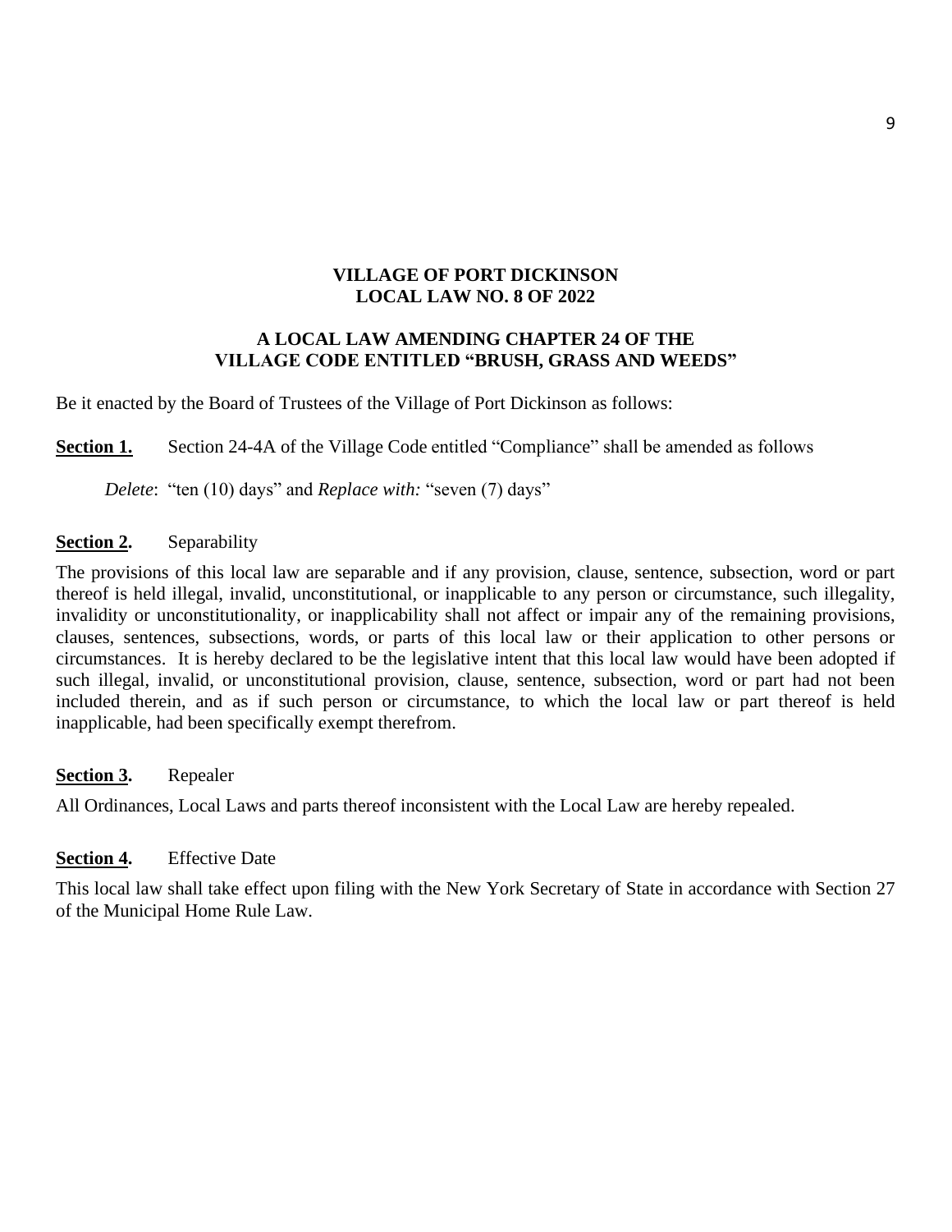# VILLAGE OF PORT DICKINSON
# LOCAL LAW NO. 8 OF 2022

## A LOCAL LAW AMENDING CHAPTER 24 OF THE VILLAGE CODE ENTITLED "BRUSH, GRASS AND WEEDS"

Be it enacted by the Board of Trustees of the Village of Port Dickinson as follows:

**Section 1.** Section 24-4A of the Village Code entitled "Compliance" shall be amended as follows

*Delete*: "ten (10) days" and *Replace with:* "seven (7) days"

**Section 2.** Separability

The provisions of this local law are separable and if any provision, clause, sentence, subsection, word or part thereof is held illegal, invalid, unconstitutional, or inapplicable to any person or circumstance, such illegality, invalidity or unconstitutionality, or inapplicability shall not affect or impair any of the remaining provisions, clauses, sentences, subsections, words, or parts of this local law or their application to other persons or circumstances. It is hereby declared to be the legislative intent that this local law would have been adopted if such illegal, invalid, or unconstitutional provision, clause, sentence, subsection, word or part had not been included therein, and as if such person or circumstance, to which the local law or part thereof is held inapplicable, had been specifically exempt therefrom.

**Section 3.** Repealer

All Ordinances, Local Laws and parts thereof inconsistent with the Local Law are hereby repealed.

**Section 4.** Effective Date

This local law shall take effect upon filing with the New York Secretary of State in accordance with Section 27 of the Municipal Home Rule Law.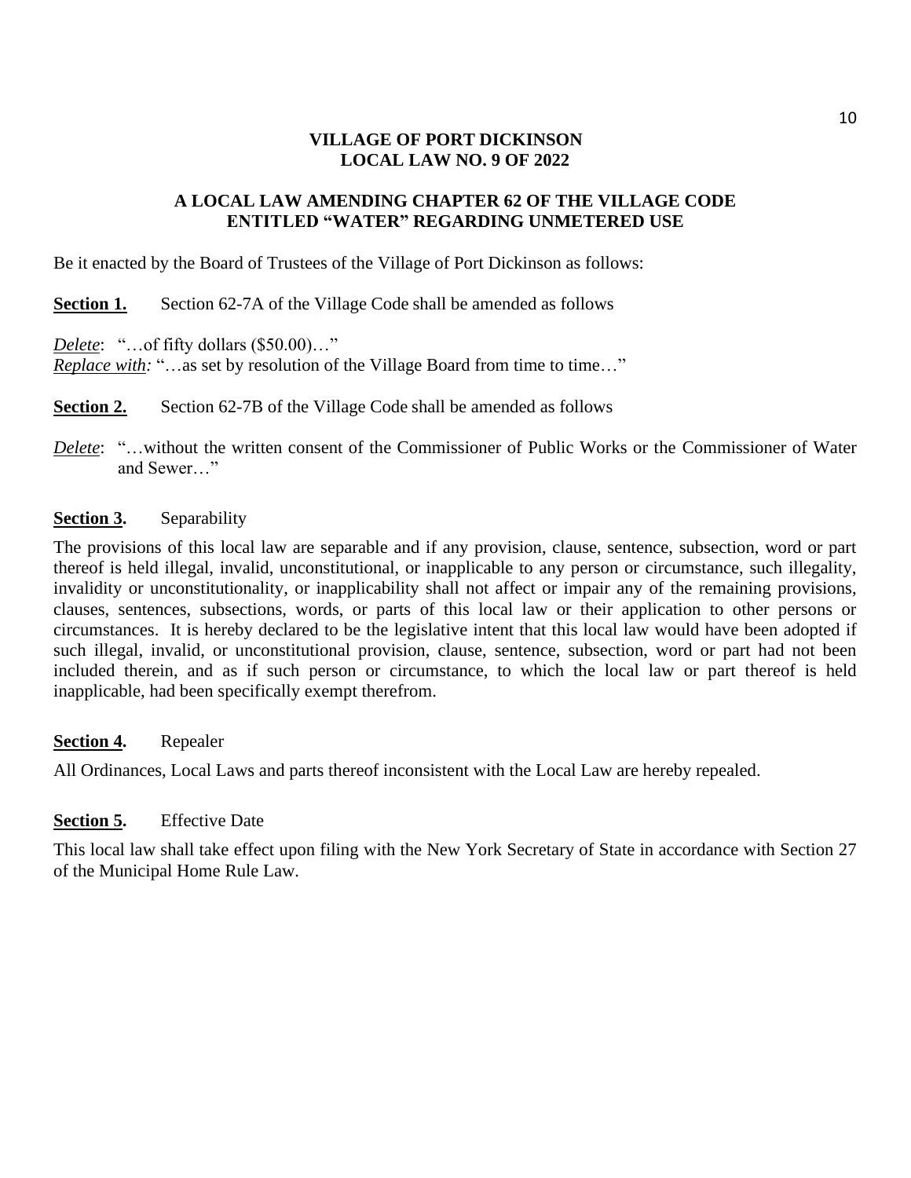# VILLAGE OF PORT DICKINSON
# LOCAL LAW NO. 9 OF 2022

## A LOCAL LAW AMENDING CHAPTER 62 OF THE VILLAGE CODE ENTITLED "WATER" REGARDING UNMETERED USE

Be it enacted by the Board of Trustees of the Village of Port Dickinson as follows:

**Section 1.** Section 62-7A of the Village Code shall be amended as follows

*Delete*: "…of fifty dollars ($50.00)…"
*Replace with:* "…as set by resolution of the Village Board from time to time…"

**Section 2.** Section 62-7B of the Village Code shall be amended as follows

*Delete*: "…without the written consent of the Commissioner of Public Works or the Commissioner of Water and Sewer…"

**Section 3.** Separability

The provisions of this local law are separable and if any provision, clause, sentence, subsection, word or part thereof is held illegal, invalid, unconstitutional, or inapplicable to any person or circumstance, such illegality, invalidity or unconstitutionality, or inapplicability shall not affect or impair any of the remaining provisions, clauses, sentences, subsections, words, or parts of this local law or their application to other persons or circumstances. It is hereby declared to be the legislative intent that this local law would have been adopted if such illegal, invalid, or unconstitutional provision, clause, sentence, subsection, word or part had not been included therein, and as if such person or circumstance, to which the local law or part thereof is held inapplicable, had been specifically exempt therefrom.

**Section 4.** Repealer

All Ordinances, Local Laws and parts thereof inconsistent with the Local Law are hereby repealed.

**Section 5.** Effective Date

This local law shall take effect upon filing with the New York Secretary of State in accordance with Section 27 of the Municipal Home Rule Law.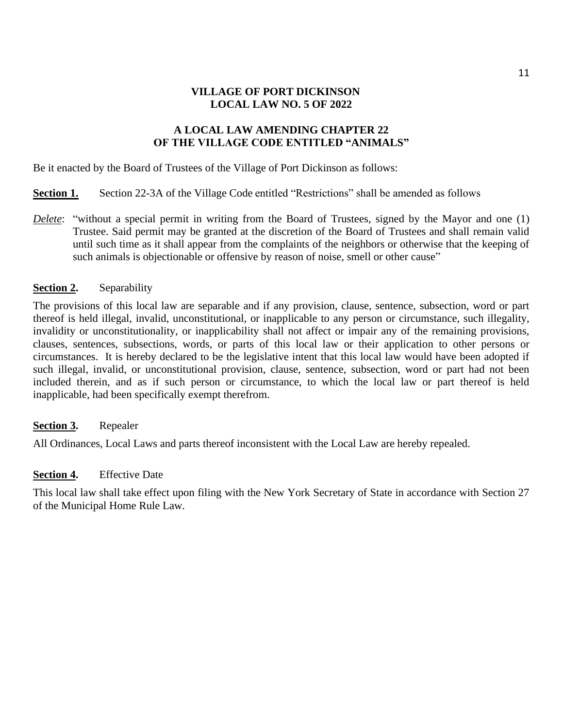# VILLAGE OF PORT DICKINSON
# LOCAL LAW NO. 5 OF 2022

## A LOCAL LAW AMENDING CHAPTER 22 OF THE VILLAGE CODE ENTITLED "ANIMALS"

Be it enacted by the Board of Trustees of the Village of Port Dickinson as follows:

**Section 1.** Section 22-3A of the Village Code entitled "Restrictions" shall be amended as follows

*Delete*: "without a special permit in writing from the Board of Trustees, signed by the Mayor and one (1) Trustee. Said permit may be granted at the discretion of the Board of Trustees and shall remain valid until such time as it shall appear from the complaints of the neighbors or otherwise that the keeping of such animals is objectionable or offensive by reason of noise, smell or other cause"

**Section 2.** Separability

The provisions of this local law are separable and if any provision, clause, sentence, subsection, word or part thereof is held illegal, invalid, unconstitutional, or inapplicable to any person or circumstance, such illegality, invalidity or unconstitutionality, or inapplicability shall not affect or impair any of the remaining provisions, clauses, sentences, subsections, words, or parts of this local law or their application to other persons or circumstances. It is hereby declared to be the legislative intent that this local law would have been adopted if such illegal, invalid, or unconstitutional provision, clause, sentence, subsection, word or part had not been included therein, and as if such person or circumstance, to which the local law or part thereof is held inapplicable, had been specifically exempt therefrom.

**Section 3.** Repealer

All Ordinances, Local Laws and parts thereof inconsistent with the Local Law are hereby repealed.

**Section 4.** Effective Date

This local law shall take effect upon filing with the New York Secretary of State in accordance with Section 27 of the Municipal Home Rule Law.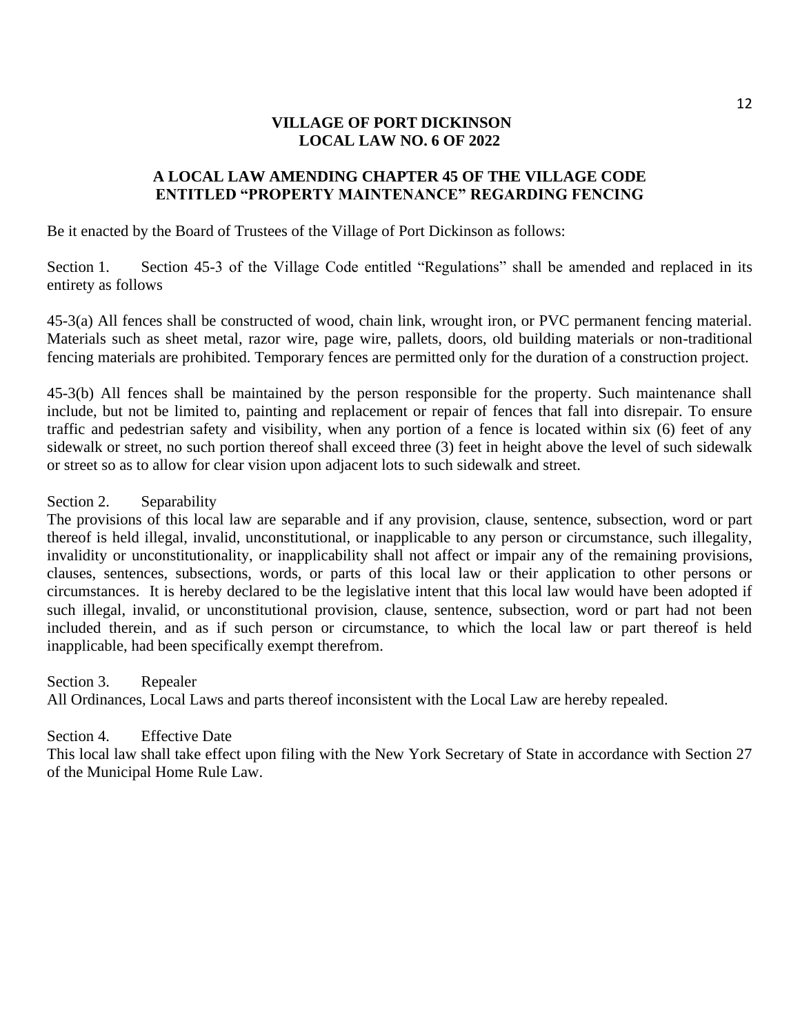# VILLAGE OF PORT DICKINSON
# LOCAL LAW NO. 6 OF 2022

## A LOCAL LAW AMENDING CHAPTER 45 OF THE VILLAGE CODE ENTITLED "PROPERTY MAINTENANCE" REGARDING FENCING

Be it enacted by the Board of Trustees of the Village of Port Dickinson as follows:

Section 1. Section 45-3 of the Village Code entitled "Regulations" shall be amended and replaced in its entirety as follows

45-3(a) All fences shall be constructed of wood, chain link, wrought iron, or PVC permanent fencing material. Materials such as sheet metal, razor wire, page wire, pallets, doors, old building materials or non-traditional fencing materials are prohibited. Temporary fences are permitted only for the duration of a construction project.

45-3(b) All fences shall be maintained by the person responsible for the property. Such maintenance shall include, but not be limited to, painting and replacement or repair of fences that fall into disrepair. To ensure traffic and pedestrian safety and visibility, when any portion of a fence is located within six (6) feet of any sidewalk or street, no such portion thereof shall exceed three (3) feet in height above the level of such sidewalk or street so as to allow for clear vision upon adjacent lots to such sidewalk and street.

Section 2. Separability
The provisions of this local law are separable and if any provision, clause, sentence, subsection, word or part thereof is held illegal, invalid, unconstitutional, or inapplicable to any person or circumstance, such illegality, invalidity or unconstitutionality, or inapplicability shall not affect or impair any of the remaining provisions, clauses, sentences, subsections, words, or parts of this local law or their application to other persons or circumstances. It is hereby declared to be the legislative intent that this local law would have been adopted if such illegal, invalid, or unconstitutional provision, clause, sentence, subsection, word or part had not been included therein, and as if such person or circumstance, to which the local law or part thereof is held inapplicable, had been specifically exempt therefrom.

Section 3. Repealer
All Ordinances, Local Laws and parts thereof inconsistent with the Local Law are hereby repealed.

Section 4. Effective Date
This local law shall take effect upon filing with the New York Secretary of State in accordance with Section 27 of the Municipal Home Rule Law.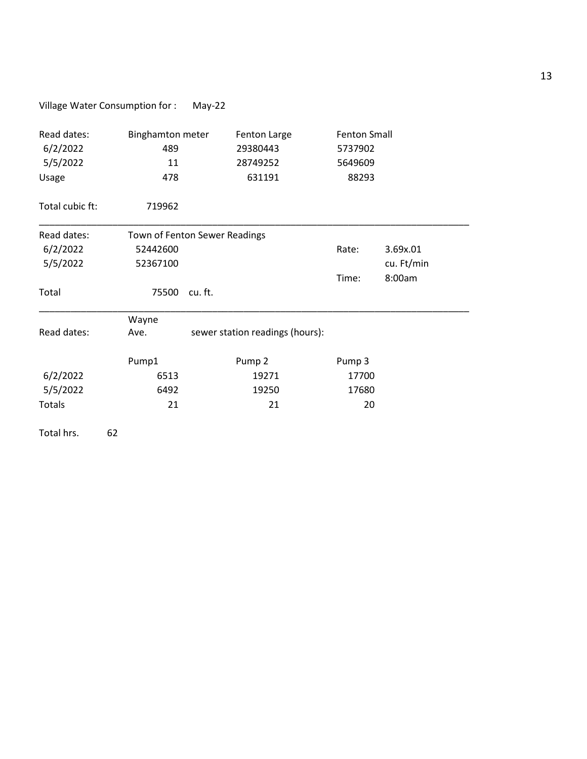Village Water Consumption for : May-22

| Read dates: | Binghamton meter | Fenton Large | Fenton Small |
|---|---|---|---|
| 6/2/2022 | 489 | 29380443 | 5737902 |
| 5/5/2022 | 11 | 28749252 | 5649609 |
| Usage | 478 | 631191 | 88293 |

Total cubic ft: 719962

---

| Read dates: | Town of Fenton Sewer Readings | | | |
|---|---|---|---|---|
| 6/2/2022 | 52442600 | | Rate: | 3.69x.01 |
| 5/5/2022 | 52367100 | | | cu. Ft/min |
| | | | Time: | 8:00am |
| Total | 75500 | cu. ft. | | |

---

Read dates: Wayne Ave. sewer station readings (hours):

| | Pump1 | Pump 2 | Pump 3 |
|---|---|---|---|
| 6/2/2022 | 6513 | 19271 | 17700 |
| 5/5/2022 | 6492 | 19250 | 17680 |
| Totals | 21 | 21 | 20 |

Total hrs. 62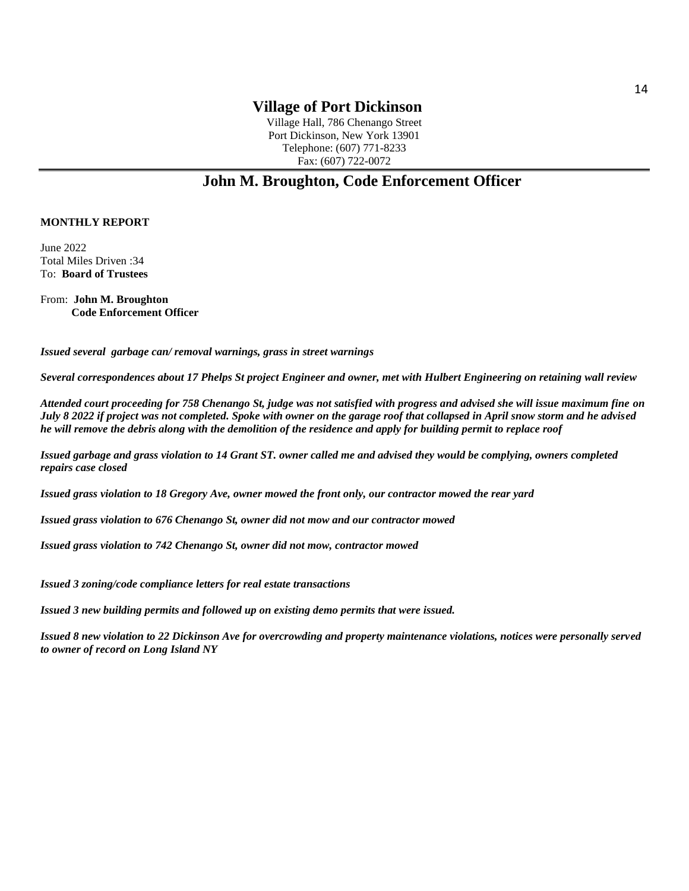# Village of Port Dickinson

Village Hall, 786 Chenango Street
Port Dickinson, New York 13901
Telephone: (607) 771-8233
Fax: (607) 722-0072

## John M. Broughton, Code Enforcement Officer

**MONTHLY REPORT**

June 2022
Total Miles Driven :34
To: **Board of Trustees**

From: **John M. Broughton**
**Code Enforcement Officer**

***Issued several garbage can/ removal warnings, grass in street warnings***

***Several correspondences about 17 Phelps St project Engineer and owner, met with Hulbert Engineering on retaining wall review***

***Attended court proceeding for 758 Chenango St, judge was not satisfied with progress and advised she will issue maximum fine on July 8 2022 if project was not completed. Spoke with owner on the garage roof that collapsed in April snow storm and he advised he will remove the debris along with the demolition of the residence and apply for building permit to replace roof***

***Issued garbage and grass violation to 14 Grant ST. owner called me and advised they would be complying, owners completed repairs case closed***

***Issued grass violation to 18 Gregory Ave, owner mowed the front only, our contractor mowed the rear yard***

***Issued grass violation to 676 Chenango St, owner did not mow and our contractor mowed***

***Issued grass violation to 742 Chenango St, owner did not mow, contractor mowed***

***Issued 3 zoning/code compliance letters for real estate transactions***

***Issued 3 new building permits and followed up on existing demo permits that were issued.***

***Issued 8 new violation to 22 Dickinson Ave for overcrowding and property maintenance violations, notices were personally served to owner of record on Long Island NY***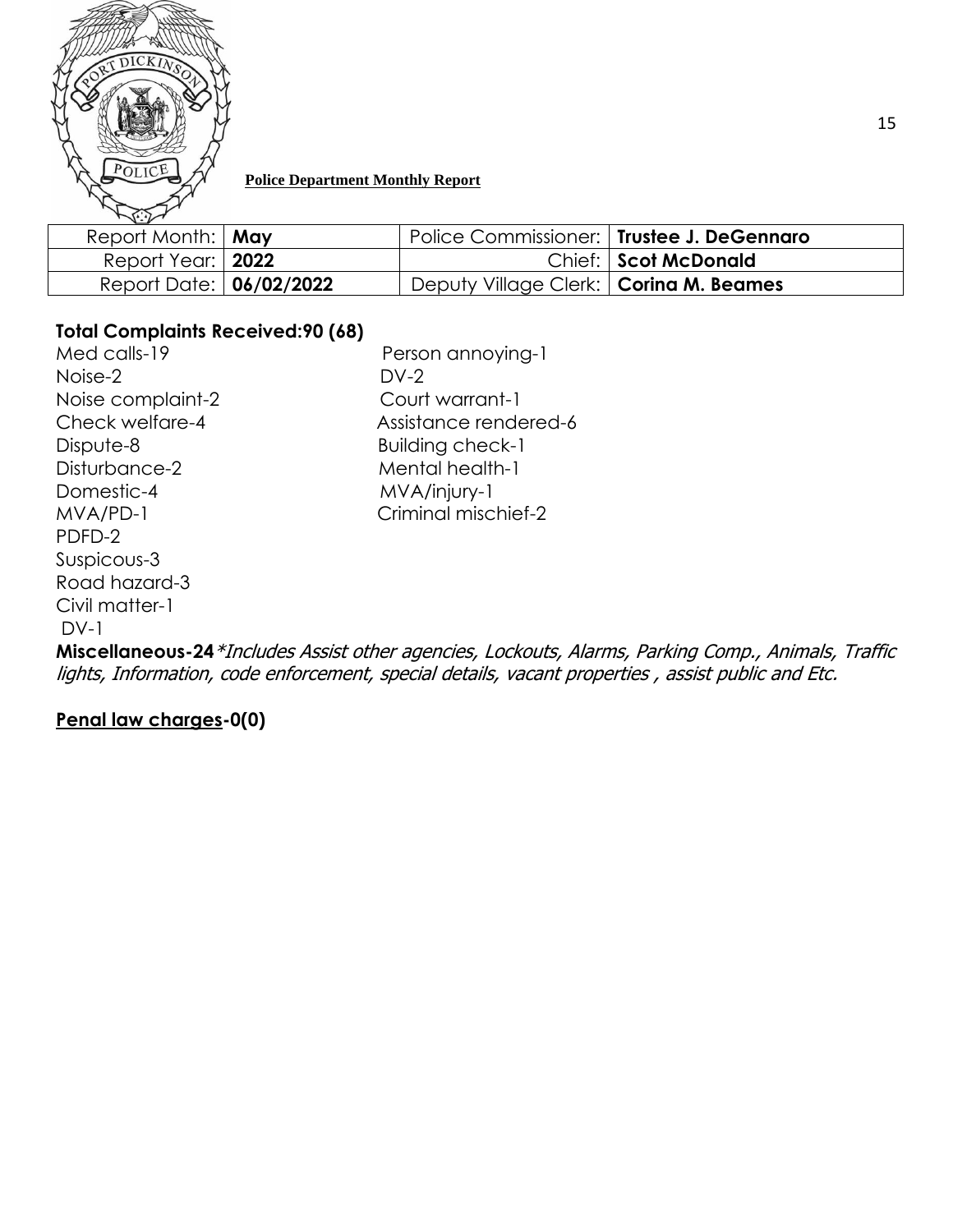**Police Department Monthly Report**

| Report Month: | May | Police Commissioner: | Trustee J. DeGennaro |
|---|---|---|---|
| Report Year: | 2022 | Chief: | Scot McDonald |
| Report Date: | 06/02/2022 | Deputy Village Clerk: | Corina M. Beames |

**Total Complaints Received:90 (68)**

Med calls-19
Noise-2
Noise complaint-2
Check welfare-4
Dispute-8
Disturbance-2
Domestic-4
MVA/PD-1
PDFD-2
Suspicous-3
Road hazard-3
Civil matter-1
DV-1
Person annoying-1
DV-2
Court warrant-1
Assistance rendered-6
Building check-1
Mental health-1
MVA/injury-1
Criminal mischief-2

**Miscellaneous-24** *\*Includes Assist other agencies, Lockouts, Alarms, Parking Comp., Animals, Traffic lights, Information, code enforcement, special details, vacant properties , assist public and Etc.*

**Penal law charges-0(0)**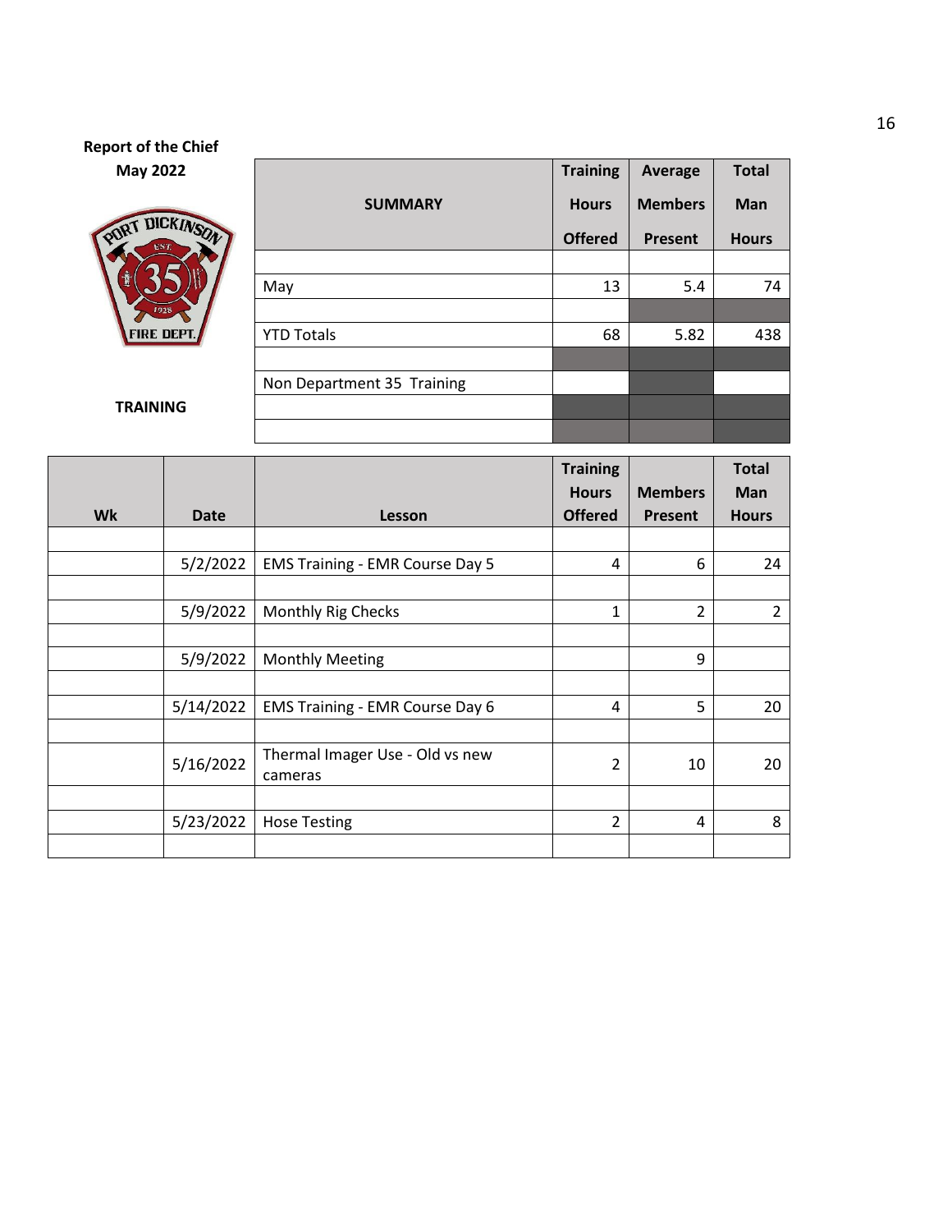**Report of the Chief**
**May 2022**

PORT DICKINSON FIRE DEPT. EST. 1928 35

**TRAINING**

| SUMMARY | Training Hours Offered | Average Members Present | Total Man Hours |
|---|---|---|---|
| | | | |
| May | 13 | 5.4 | 74 |
| | | | |
| YTD Totals | 68 | 5.82 | 438 |
| | | | |
| Non Department 35 Training | | | |
| | | | |
| | | | |

| Wk | Date | Lesson | Training Hours Offered | Members Present | Total Man Hours |
|---|---|---|---|---|---|
| | | | | | |
| | 5/2/2022 | EMS Training - EMR Course Day 5 | 4 | 6 | 24 |
| | | | | | |
| | 5/9/2022 | Monthly Rig Checks | 1 | 2 | 2 |
| | | | | | |
| | 5/9/2022 | Monthly Meeting | | 9 | |
| | | | | | |
| | 5/14/2022 | EMS Training - EMR Course Day 6 | 4 | 5 | 20 |
| | | | | | |
| | 5/16/2022 | Thermal Imager Use - Old vs new cameras | 2 | 10 | 20 |
| | | | | | |
| | 5/23/2022 | Hose Testing | 2 | 4 | 8 |
| | | | | | |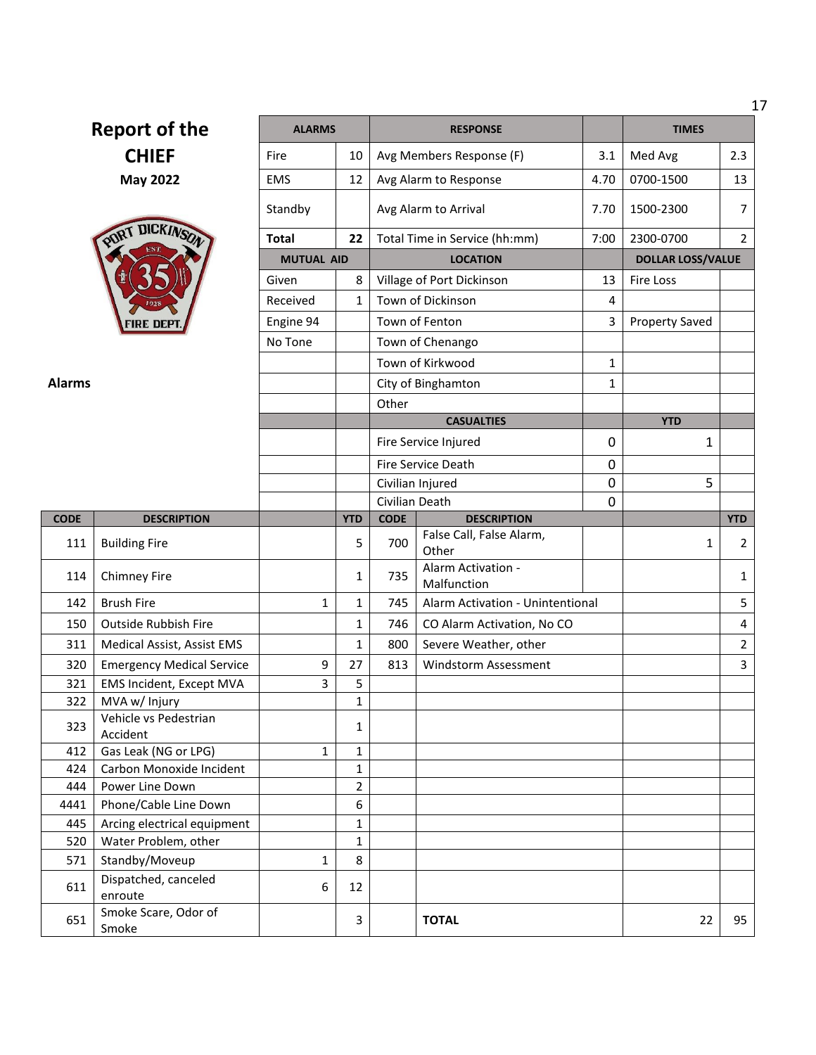# Report of the CHIEF

**May 2022**

**Alarms**

| ALARMS | | RESPONSE | | TIMES | |
|---|---|---|---|---|---|
| Fire | 10 | Avg Members Response (F) | 3.1 | Med Avg | 2.3 |
| EMS | 12 | Avg Alarm to Response | 4.70 | 0700-1500 | 13 |
| Standby | | Avg Alarm to Arrival | 7.70 | 1500-2300 | 7 |
| **Total** | **22** | Total Time in Service (hh:mm) | 7:00 | 2300-0700 | 2 |
| **MUTUAL AID** | | **LOCATION** | | **DOLLAR LOSS/VALUE** | |
| Given | 8 | Village of Port Dickinson | 13 | Fire Loss | |
| Received | 1 | Town of Dickinson | 4 | | |
| Engine 94 | | Town of Fenton | 3 | Property Saved | |
| No Tone | | Town of Chenango | | | |
| | | Town of Kirkwood | 1 | | |
| | | City of Binghamton | 1 | | |
| | | Other | | | |
| | | **CASUALTIES** | | **YTD** | |
| | | Fire Service Injured | 0 | 1 | |
| | | Fire Service Death | 0 | | |
| | | Civilian Injured | 0 | 5 | |
| | | Civilian Death | 0 | | |

| CODE | DESCRIPTION | | YTD | CODE | DESCRIPTION | | YTD |
|---|---|---|---|---|---|---|---|
| 111 | Building Fire | | 5 | 700 | False Call, False Alarm, Other | 1 | 2 |
| 114 | Chimney Fire | | 1 | 735 | Alarm Activation - Malfunction | | 1 |
| 142 | Brush Fire | 1 | 1 | 745 | Alarm Activation - Unintentional | | 5 |
| 150 | Outside Rubbish Fire | | 1 | 746 | CO Alarm Activation, No CO | | 4 |
| 311 | Medical Assist, Assist EMS | | 1 | 800 | Severe Weather, other | | 2 |
| 320 | Emergency Medical Service | 9 | 27 | 813 | Windstorm Assessment | | 3 |
| 321 | EMS Incident, Except MVA | 3 | 5 | | | | |
| 322 | MVA w/ Injury | | 1 | | | | |
| 323 | Vehicle vs Pedestrian Accident | | 1 | | | | |
| 412 | Gas Leak (NG or LPG) | 1 | 1 | | | | |
| 424 | Carbon Monoxide Incident | | 1 | | | | |
| 444 | Power Line Down | | 2 | | | | |
| 4441 | Phone/Cable Line Down | | 6 | | | | |
| 445 | Arcing electrical equipment | | 1 | | | | |
| 520 | Water Problem, other | | 1 | | | | |
| 571 | Standby/Moveup | 1 | 8 | | | | |
| 611 | Dispatched, canceled enroute | 6 | 12 | | | | |
| 651 | Smoke Scare, Odor of Smoke | | 3 | | **TOTAL** | 22 | 95 |